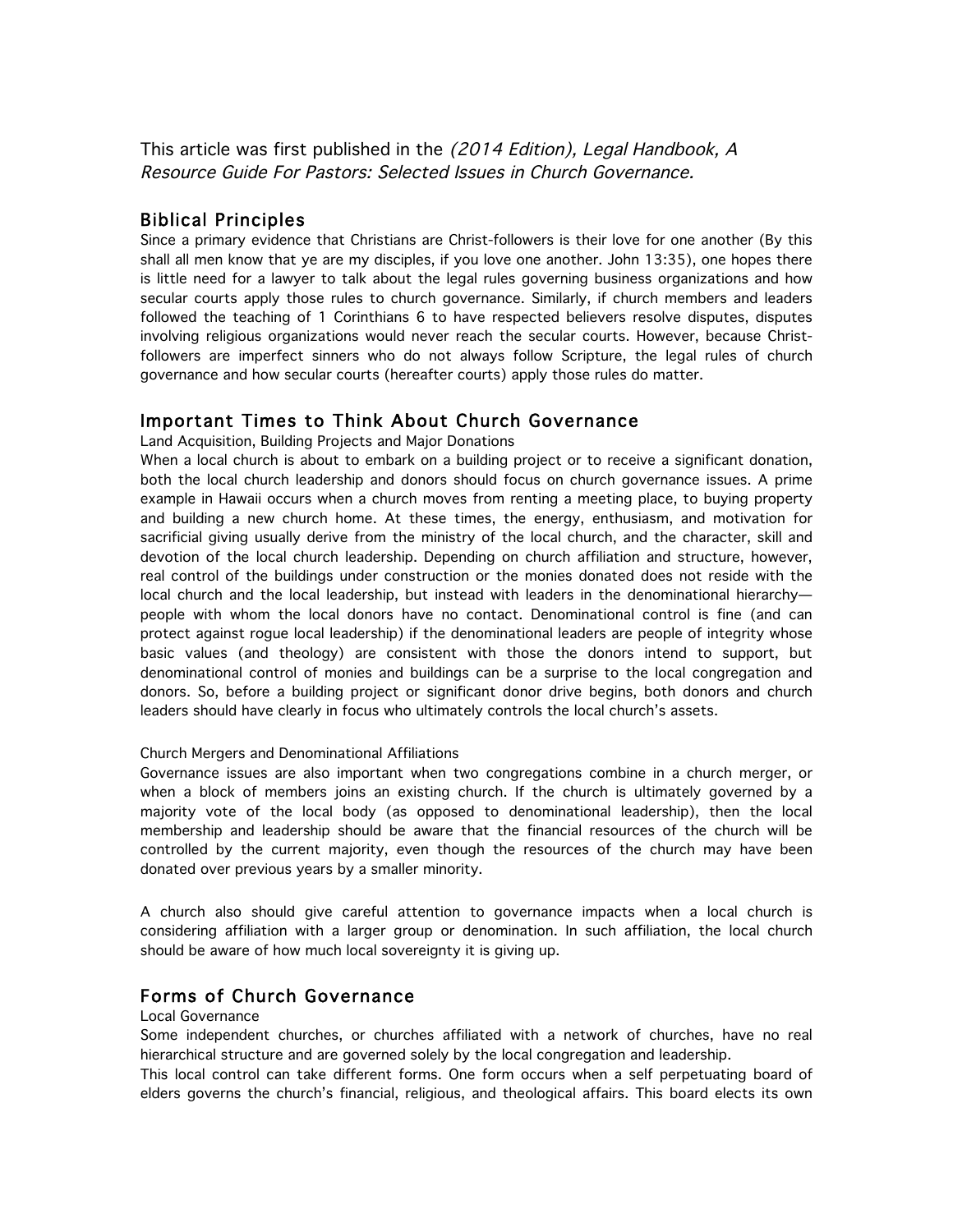This article was first published in the *(2014 Edition), Legal Handbook, A Resource Guide For Pastors: Selected Issues in Church Governance.*

## Biblical Principles

Since a primary evidence that Christians are Christ-followers is their love for one another (By this shall all men know that ye are my disciples, if you love one another. John 13:35), one hopes there is little need for a lawyer to talk about the legal rules governing business organizations and how secular courts apply those rules to church governance. Similarly, if church members and leaders followed the teaching of 1 Corinthians 6 to have respected believers resolve disputes, disputes involving religious organizations would never reach the secular courts. However, because Christ-followers are imperfect sinners who do not always follow Scripture, the legal rules of church governance and how secular courts (hereafter courts) apply those rules do matter.

## Important Times to Think About Church Governance

### Land Acquisition, Building Projects and Major Donations

When a local church is about to embark on a building project or to receive a significant donation, both the local church leadership and donors should focus on church governance issues. A prime example in Hawaii occurs when a church moves from renting a meeting place, to buying property and building a new church home. At these times, the energy, enthusiasm, and motivation for sacrificial giving usually derive from the ministry of the local church, and the character, skill and devotion of the local church leadership. Depending on church affiliation and structure, however, real control of the buildings under construction or the monies donated does not reside with the local church and the local leadership, but instead with leaders in the denominational hierarchy—people with whom the local donors have no contact. Denominational control is fine (and can protect against rogue local leadership) if the denominational leaders are people of integrity whose basic values (and theology) are consistent with those the donors intend to support, but denominational control of monies and buildings can be a surprise to the local congregation and donors. So, before a building project or significant donor drive begins, both donors and church leaders should have clearly in focus who ultimately controls the local church's assets.

### Church Mergers and Denominational Affiliations

Governance issues are also important when two congregations combine in a church merger, or when a block of members joins an existing church. If the church is ultimately governed by a majority vote of the local body (as opposed to denominational leadership), then the local membership and leadership should be aware that the financial resources of the church will be controlled by the current majority, even though the resources of the church may have been donated over previous years by a smaller minority.

A church also should give careful attention to governance impacts when a local church is considering affiliation with a larger group or denomination. In such affiliation, the local church should be aware of how much local sovereignty it is giving up.

## Forms of Church Governance

### Local Governance

Some independent churches, or churches affiliated with a network of churches, have no real hierarchical structure and are governed solely by the local congregation and leadership.

This local control can take different forms. One form occurs when a self perpetuating board of elders governs the church's financial, religious, and theological affairs. This board elects its own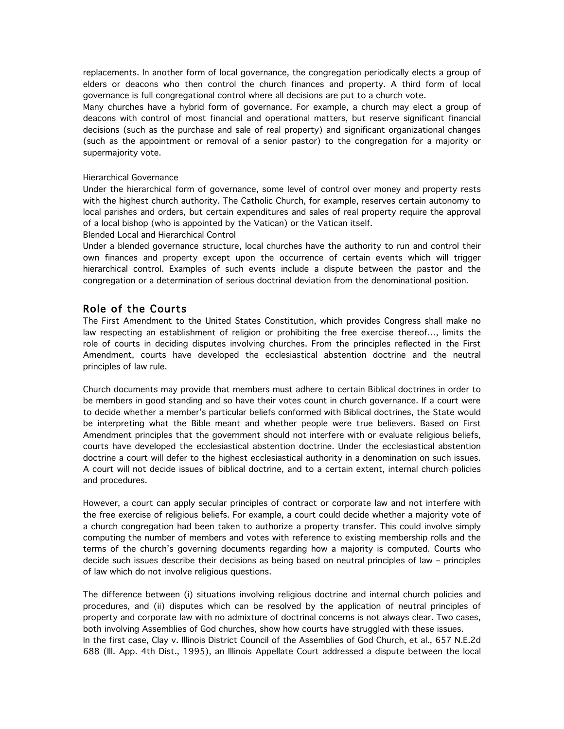replacements. In another form of local governance, the congregation periodically elects a group of elders or deacons who then control the church finances and property. A third form of local governance is full congregational control where all decisions are put to a church vote.

Many churches have a hybrid form of governance. For example, a church may elect a group of deacons with control of most financial and operational matters, but reserve significant financial decisions (such as the purchase and sale of real property) and significant organizational changes (such as the appointment or removal of a senior pastor) to the congregation for a majority or supermajority vote.

### Hierarchical Governance

Under the hierarchical form of governance, some level of control over money and property rests with the highest church authority. The Catholic Church, for example, reserves certain autonomy to local parishes and orders, but certain expenditures and sales of real property require the approval of a local bishop (who is appointed by the Vatican) or the Vatican itself.

### Blended Local and Hierarchical Control

Under a blended governance structure, local churches have the authority to run and control their own finances and property except upon the occurrence of certain events which will trigger hierarchical control. Examples of such events include a dispute between the pastor and the congregation or a determination of serious doctrinal deviation from the denominational position.

## Role of the Courts

The First Amendment to the United States Constitution, which provides Congress shall make no law respecting an establishment of religion or prohibiting the free exercise thereof…, limits the role of courts in deciding disputes involving churches. From the principles reflected in the First Amendment, courts have developed the ecclesiastical abstention doctrine and the neutral principles of law rule.

Church documents may provide that members must adhere to certain Biblical doctrines in order to be members in good standing and so have their votes count in church governance. If a court were to decide whether a member's particular beliefs conformed with Biblical doctrines, the State would be interpreting what the Bible meant and whether people were true believers. Based on First Amendment principles that the government should not interfere with or evaluate religious beliefs, courts have developed the ecclesiastical abstention doctrine. Under the ecclesiastical abstention doctrine a court will defer to the highest ecclesiastical authority in a denomination on such issues. A court will not decide issues of biblical doctrine, and to a certain extent, internal church policies and procedures.

However, a court can apply secular principles of contract or corporate law and not interfere with the free exercise of religious beliefs. For example, a court could decide whether a majority vote of a church congregation had been taken to authorize a property transfer. This could involve simply computing the number of members and votes with reference to existing membership rolls and the terms of the church's governing documents regarding how a majority is computed. Courts who decide such issues describe their decisions as being based on neutral principles of law – principles of law which do not involve religious questions.

The difference between (i) situations involving religious doctrine and internal church policies and procedures, and (ii) disputes which can be resolved by the application of neutral principles of property and corporate law with no admixture of doctrinal concerns is not always clear. Two cases, both involving Assemblies of God churches, show how courts have struggled with these issues.

In the first case, Clay v. Illinois District Council of the Assemblies of God Church, et al., 657 N.E.2d 688 (Ill. App. 4th Dist., 1995), an Illinois Appellate Court addressed a dispute between the local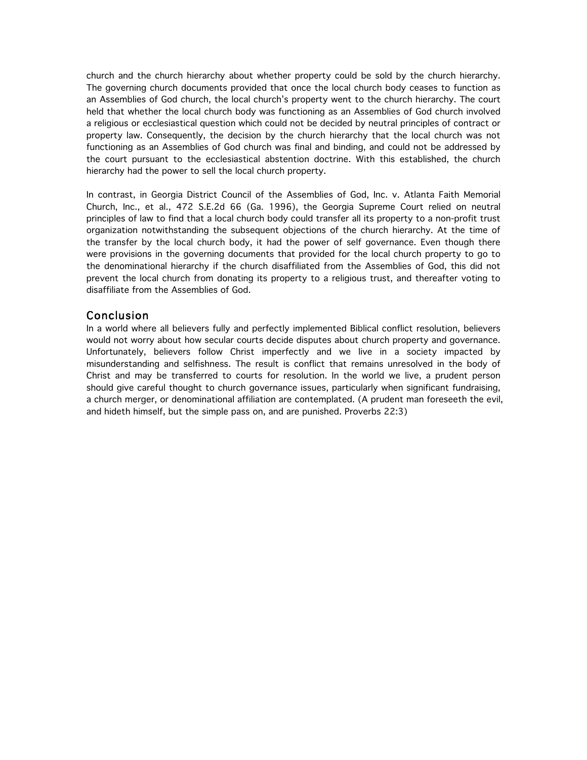church and the church hierarchy about whether property could be sold by the church hierarchy. The governing church documents provided that once the local church body ceases to function as an Assemblies of God church, the local church's property went to the church hierarchy. The court held that whether the local church body was functioning as an Assemblies of God church involved a religious or ecclesiastical question which could not be decided by neutral principles of contract or property law. Consequently, the decision by the church hierarchy that the local church was not functioning as an Assemblies of God church was final and binding, and could not be addressed by the court pursuant to the ecclesiastical abstention doctrine. With this established, the church hierarchy had the power to sell the local church property.

In contrast, in Georgia District Council of the Assemblies of God, Inc. v. Atlanta Faith Memorial Church, Inc., et al., 472 S.E.2d 66 (Ga. 1996), the Georgia Supreme Court relied on neutral principles of law to find that a local church body could transfer all its property to a non-profit trust organization notwithstanding the subsequent objections of the church hierarchy. At the time of the transfer by the local church body, it had the power of self governance. Even though there were provisions in the governing documents that provided for the local church property to go to the denominational hierarchy if the church disaffiliated from the Assemblies of God, this did not prevent the local church from donating its property to a religious trust, and thereafter voting to disaffiliate from the Assemblies of God.

## Conclusion

In a world where all believers fully and perfectly implemented Biblical conflict resolution, believers would not worry about how secular courts decide disputes about church property and governance. Unfortunately, believers follow Christ imperfectly and we live in a society impacted by misunderstanding and selfishness. The result is conflict that remains unresolved in the body of Christ and may be transferred to courts for resolution. In the world we live, a prudent person should give careful thought to church governance issues, particularly when significant fundraising, a church merger, or denominational affiliation are contemplated. (A prudent man foreseeth the evil, and hideth himself, but the simple pass on, and are punished. Proverbs 22:3)